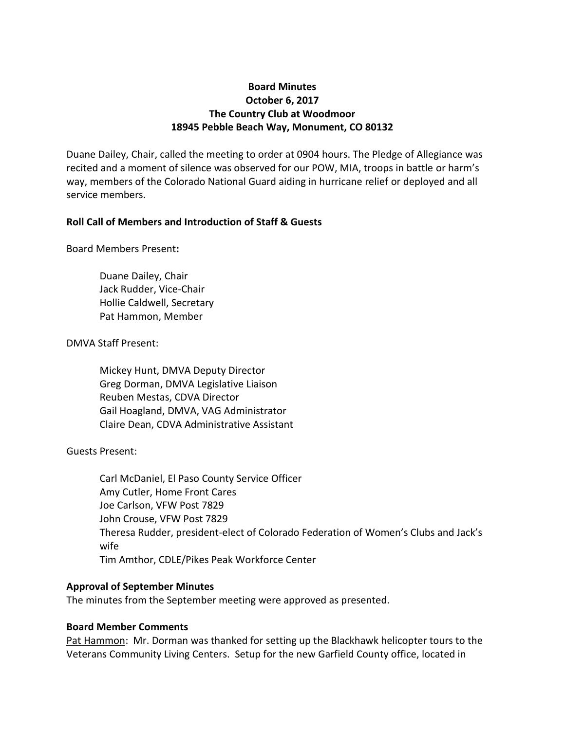**Board Minutes**
**October 6, 2017**
**The Country Club at Woodmoor**
**18945 Pebble Beach Way, Monument, CO 80132**

Duane Dailey, Chair, called the meeting to order at 0904 hours. The Pledge of Allegiance was recited and a moment of silence was observed for our POW, MIA, troops in battle or harm's way, members of the Colorado National Guard aiding in hurricane relief or deployed and all service members.

**Roll Call of Members and Introduction of Staff & Guests**

Board Members Present**:**

Duane Dailey, Chair
Jack Rudder, Vice-Chair
Hollie Caldwell, Secretary
Pat Hammon, Member

DMVA Staff Present:

Mickey Hunt, DMVA Deputy Director
Greg Dorman, DMVA Legislative Liaison
Reuben Mestas, CDVA Director
Gail Hoagland, DMVA, VAG Administrator
Claire Dean, CDVA Administrative Assistant

Guests Present:

Carl McDaniel, El Paso County Service Officer
Amy Cutler, Home Front Cares
Joe Carlson, VFW Post 7829
John Crouse, VFW Post 7829
Theresa Rudder, president-elect of Colorado Federation of Women's Clubs and Jack's wife
Tim Amthor, CDLE/Pikes Peak Workforce Center

**Approval of September Minutes**

The minutes from the September meeting were approved as presented.

**Board Member Comments**

Pat Hammon: Mr. Dorman was thanked for setting up the Blackhawk helicopter tours to the Veterans Community Living Centers. Setup for the new Garfield County office, located in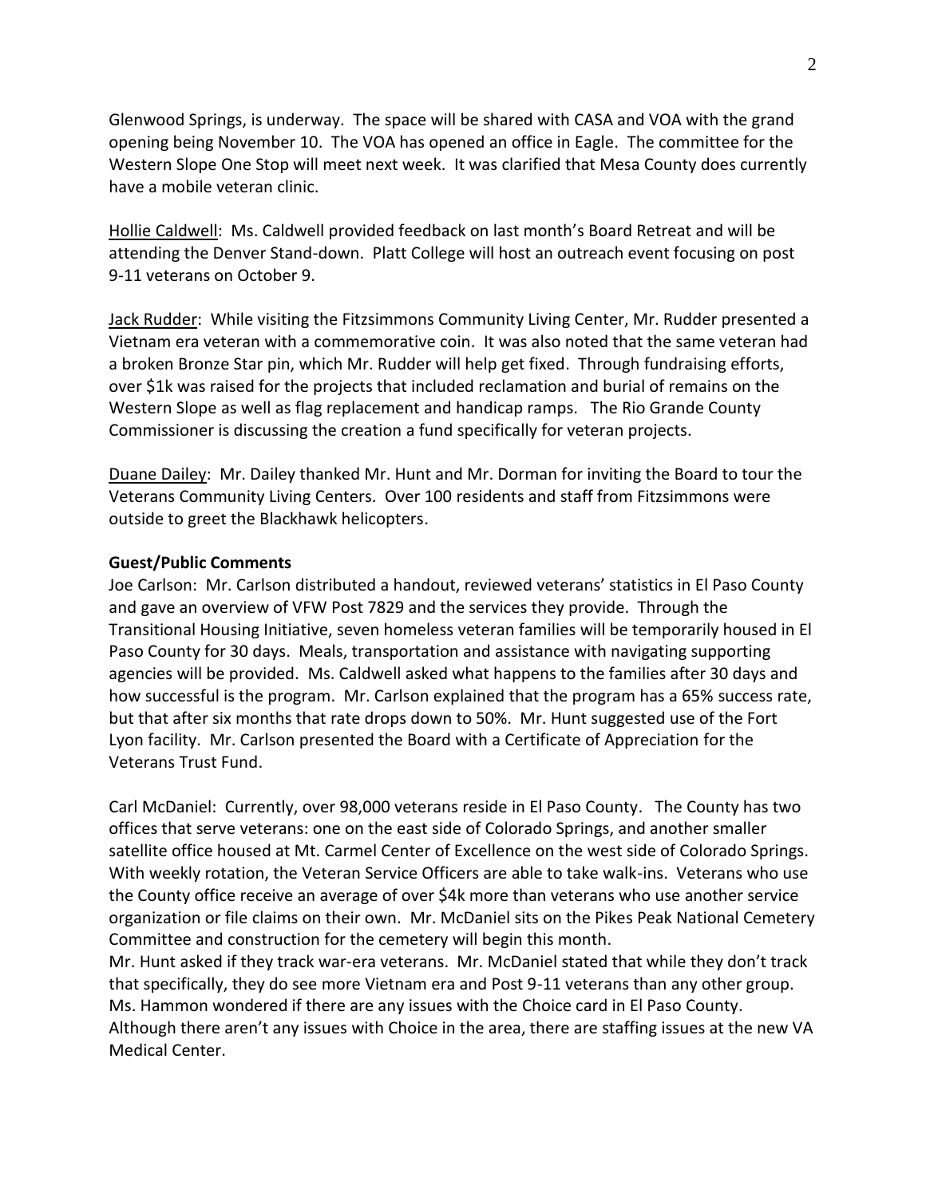Glenwood Springs, is underway. The space will be shared with CASA and VOA with the grand opening being November 10. The VOA has opened an office in Eagle. The committee for the Western Slope One Stop will meet next week. It was clarified that Mesa County does currently have a mobile veteran clinic.

Hollie Caldwell: Ms. Caldwell provided feedback on last month's Board Retreat and will be attending the Denver Stand-down. Platt College will host an outreach event focusing on post 9-11 veterans on October 9.

Jack Rudder: While visiting the Fitzsimmons Community Living Center, Mr. Rudder presented a Vietnam era veteran with a commemorative coin. It was also noted that the same veteran had a broken Bronze Star pin, which Mr. Rudder will help get fixed. Through fundraising efforts, over $1k was raised for the projects that included reclamation and burial of remains on the Western Slope as well as flag replacement and handicap ramps. The Rio Grande County Commissioner is discussing the creation a fund specifically for veteran projects.

Duane Dailey: Mr. Dailey thanked Mr. Hunt and Mr. Dorman for inviting the Board to tour the Veterans Community Living Centers. Over 100 residents and staff from Fitzsimmons were outside to greet the Blackhawk helicopters.

**Guest/Public Comments**

Joe Carlson: Mr. Carlson distributed a handout, reviewed veterans' statistics in El Paso County and gave an overview of VFW Post 7829 and the services they provide. Through the Transitional Housing Initiative, seven homeless veteran families will be temporarily housed in El Paso County for 30 days. Meals, transportation and assistance with navigating supporting agencies will be provided. Ms. Caldwell asked what happens to the families after 30 days and how successful is the program. Mr. Carlson explained that the program has a 65% success rate, but that after six months that rate drops down to 50%. Mr. Hunt suggested use of the Fort Lyon facility. Mr. Carlson presented the Board with a Certificate of Appreciation for the Veterans Trust Fund.

Carl McDaniel: Currently, over 98,000 veterans reside in El Paso County. The County has two offices that serve veterans: one on the east side of Colorado Springs, and another smaller satellite office housed at Mt. Carmel Center of Excellence on the west side of Colorado Springs. With weekly rotation, the Veteran Service Officers are able to take walk-ins. Veterans who use the County office receive an average of over $4k more than veterans who use another service organization or file claims on their own. Mr. McDaniel sits on the Pikes Peak National Cemetery Committee and construction for the cemetery will begin this month.

Mr. Hunt asked if they track war-era veterans. Mr. McDaniel stated that while they don't track that specifically, they do see more Vietnam era and Post 9-11 veterans than any other group. Ms. Hammon wondered if there are any issues with the Choice card in El Paso County. Although there aren't any issues with Choice in the area, there are staffing issues at the new VA Medical Center.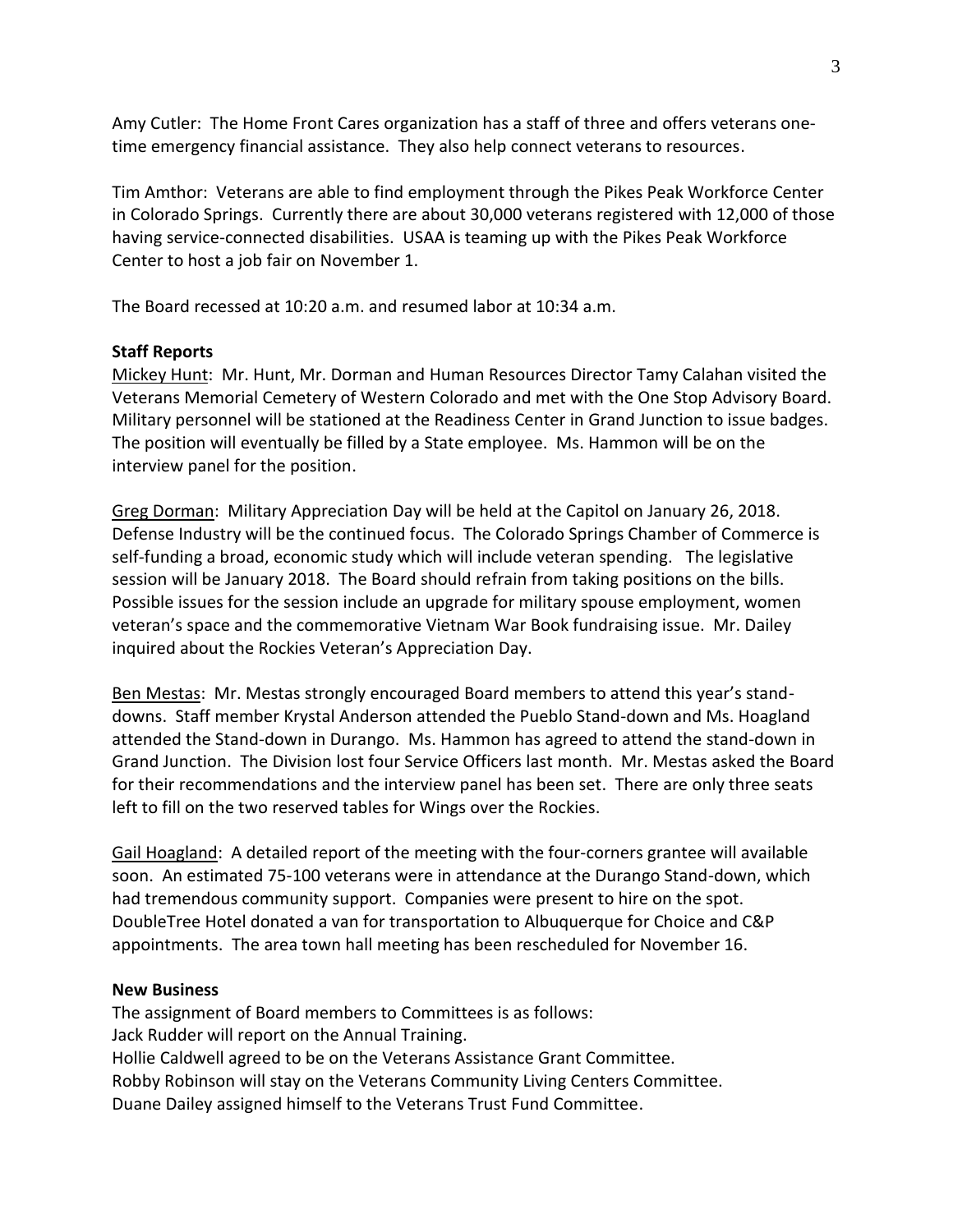Amy Cutler: The Home Front Cares organization has a staff of three and offers veterans one-time emergency financial assistance. They also help connect veterans to resources.

Tim Amthor: Veterans are able to find employment through the Pikes Peak Workforce Center in Colorado Springs. Currently there are about 30,000 veterans registered with 12,000 of those having service-connected disabilities. USAA is teaming up with the Pikes Peak Workforce Center to host a job fair on November 1.

The Board recessed at 10:20 a.m. and resumed labor at 10:34 a.m.

**Staff Reports**

Mickey Hunt: Mr. Hunt, Mr. Dorman and Human Resources Director Tamy Calahan visited the Veterans Memorial Cemetery of Western Colorado and met with the One Stop Advisory Board. Military personnel will be stationed at the Readiness Center in Grand Junction to issue badges. The position will eventually be filled by a State employee. Ms. Hammon will be on the interview panel for the position.

Greg Dorman: Military Appreciation Day will be held at the Capitol on January 26, 2018. Defense Industry will be the continued focus. The Colorado Springs Chamber of Commerce is self-funding a broad, economic study which will include veteran spending. The legislative session will be January 2018. The Board should refrain from taking positions on the bills. Possible issues for the session include an upgrade for military spouse employment, women veteran's space and the commemorative Vietnam War Book fundraising issue. Mr. Dailey inquired about the Rockies Veteran's Appreciation Day.

Ben Mestas: Mr. Mestas strongly encouraged Board members to attend this year's stand-downs. Staff member Krystal Anderson attended the Pueblo Stand-down and Ms. Hoagland attended the Stand-down in Durango. Ms. Hammon has agreed to attend the stand-down in Grand Junction. The Division lost four Service Officers last month. Mr. Mestas asked the Board for their recommendations and the interview panel has been set. There are only three seats left to fill on the two reserved tables for Wings over the Rockies.

Gail Hoagland: A detailed report of the meeting with the four-corners grantee will available soon. An estimated 75-100 veterans were in attendance at the Durango Stand-down, which had tremendous community support. Companies were present to hire on the spot. DoubleTree Hotel donated a van for transportation to Albuquerque for Choice and C&P appointments. The area town hall meeting has been rescheduled for November 16.

**New Business**

The assignment of Board members to Committees is as follows:
Jack Rudder will report on the Annual Training.
Hollie Caldwell agreed to be on the Veterans Assistance Grant Committee.
Robby Robinson will stay on the Veterans Community Living Centers Committee.
Duane Dailey assigned himself to the Veterans Trust Fund Committee.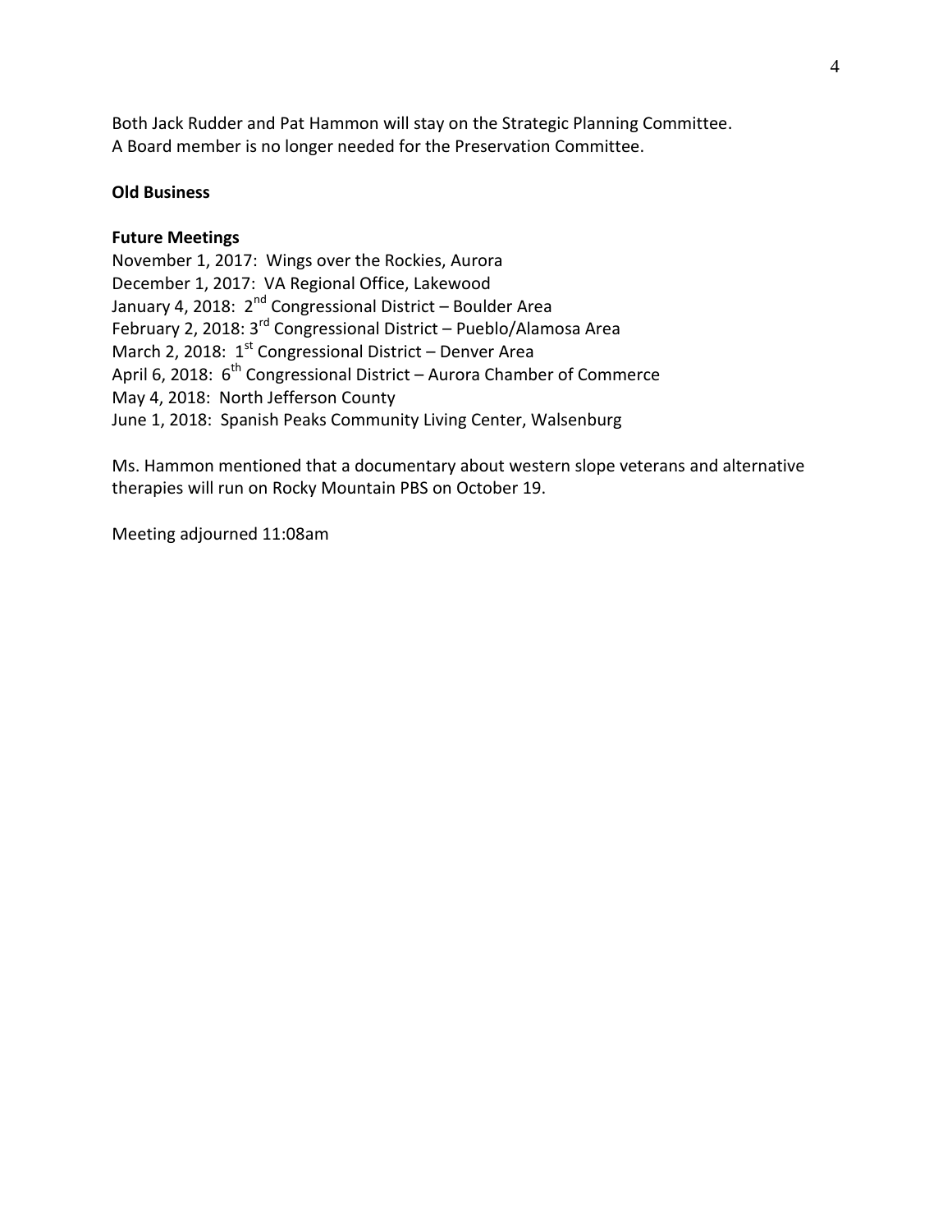Both Jack Rudder and Pat Hammon will stay on the Strategic Planning Committee.
A Board member is no longer needed for the Preservation Committee.

**Old Business**

**Future Meetings**

November 1, 2017: Wings over the Rockies, Aurora
December 1, 2017: VA Regional Office, Lakewood
January 4, 2018: 2nd Congressional District – Boulder Area
February 2, 2018: 3rd Congressional District – Pueblo/Alamosa Area
March 2, 2018: 1st Congressional District – Denver Area
April 6, 2018: 6th Congressional District – Aurora Chamber of Commerce
May 4, 2018: North Jefferson County
June 1, 2018: Spanish Peaks Community Living Center, Walsenburg

Ms. Hammon mentioned that a documentary about western slope veterans and alternative therapies will run on Rocky Mountain PBS on October 19.

Meeting adjourned 11:08am